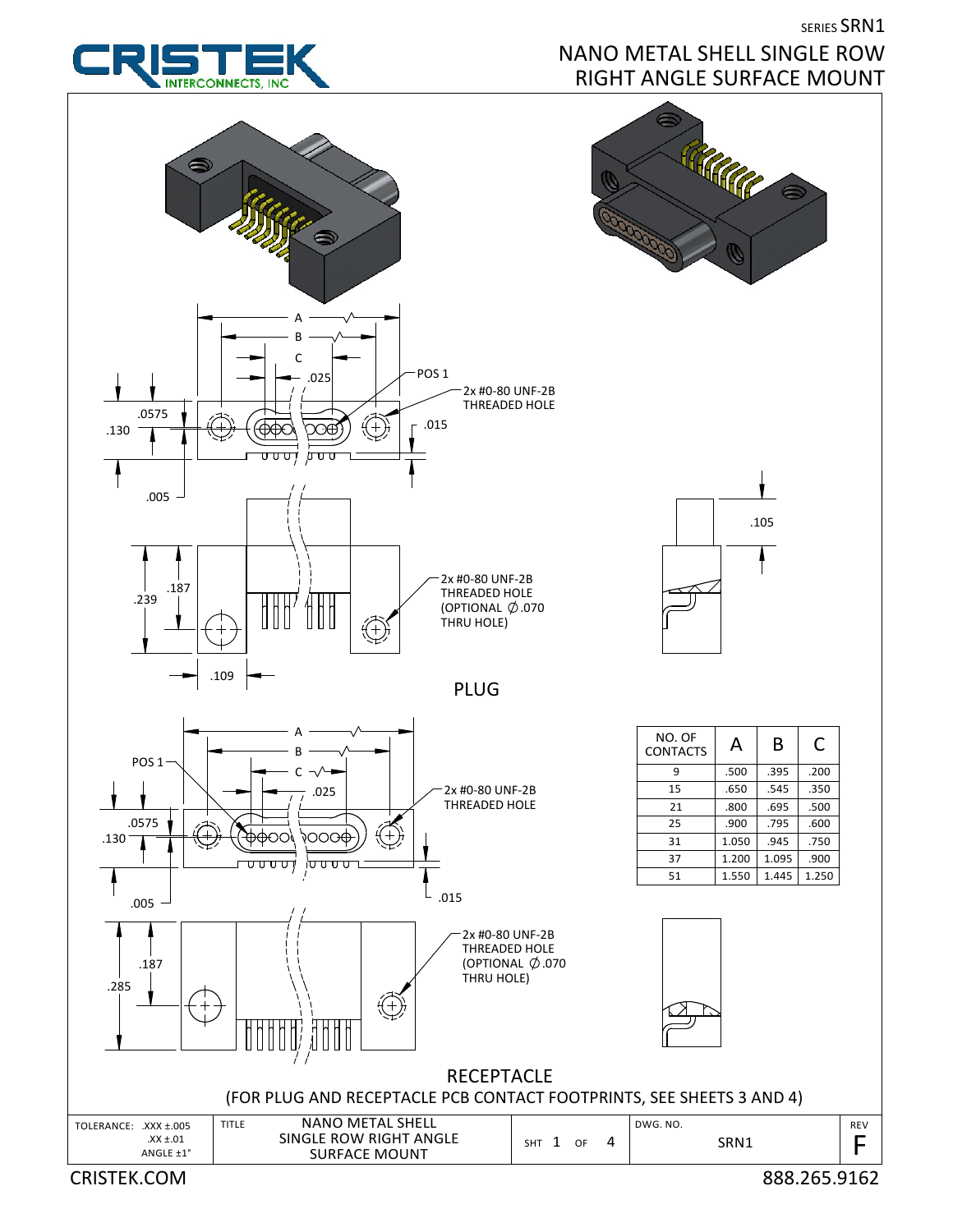SERIES SRN1

# NANO METAL SHELL SINGLE ROW RIGHT ANGLE SURFACE MOUNT

CRISTEK INTERCONNECTS, INC

## PLUG

A, B, C, .025, POS 1

2x #0-80 UNF-2B THREADED HOLE

.0575, .130, .015, .005

.187, .239, .109, .105

2x #0-80 UNF-2B THREADED HOLE (OPTIONAL ∅.070 THRU HOLE)

## RECEPTACLE

A, B, C, .025, POS 1

2x #0-80 UNF-2B THREADED HOLE

.0575, .130, .015, .005

.187, .285

2x #0-80 UNF-2B THREADED HOLE (OPTIONAL ∅.070 THRU HOLE)

| NO. OF CONTACTS | A | B | C |
|---|---|---|---|
| 9 | .500 | .395 | .200 |
| 15 | .650 | .545 | .350 |
| 21 | .800 | .695 | .500 |
| 25 | .900 | .795 | .600 |
| 31 | 1.050 | .945 | .750 |
| 37 | 1.200 | 1.095 | .900 |
| 51 | 1.550 | 1.445 | 1.250 |

(FOR PLUG AND RECEPTACLE PCB CONTACT FOOTPRINTS, SEE SHEETS 3 AND 4)

| TOLERANCE: .XXX ±.005 .XX ±.01 ANGLE ±1° | TITLE: NANO METAL SHELL SINGLE ROW RIGHT ANGLE SURFACE MOUNT | SHT 1 OF 4 | DWG. NO. SRN1 | REV F |
|---|---|---|---|---|

CRISTEK.COM

888.265.9162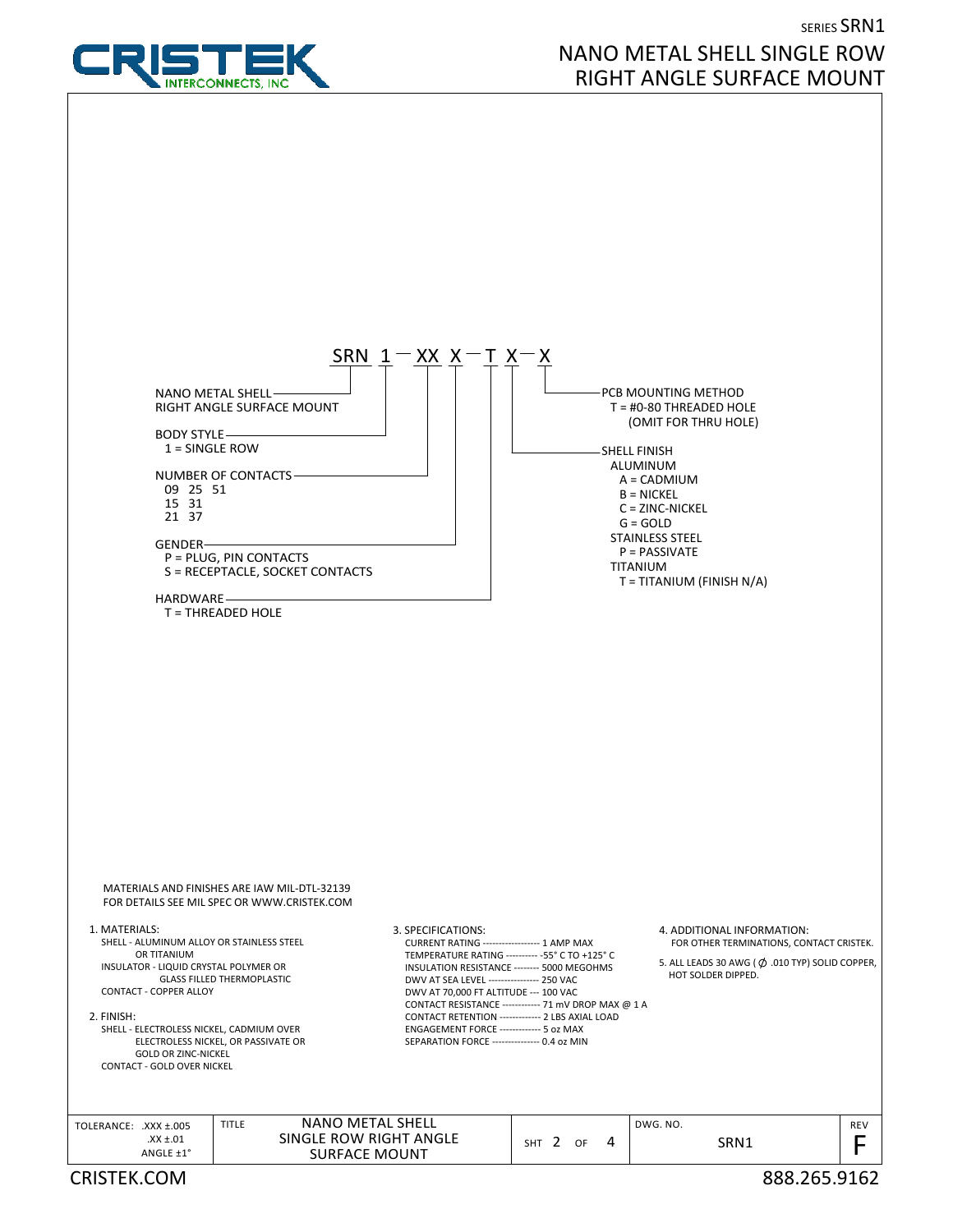SERIES SRN1

# NANO METAL SHELL SINGLE ROW RIGHT ANGLE SURFACE MOUNT

## SRN 1 — XX X — T X — X

- **NANO METAL SHELL RIGHT ANGLE SURFACE MOUNT** — SRN
- **BODY STYLE** — 1 = SINGLE ROW
- **NUMBER OF CONTACTS** — 09, 15, 21, 25, 31, 37, 51
- **GENDER**
  - P = PLUG, PIN CONTACTS
  - S = RECEPTACLE, SOCKET CONTACTS
- **HARDWARE**
  - T = THREADED HOLE
- **SHELL FINISH**
  - ALUMINUM
    - A = CADMIUM
    - B = NICKEL
    - C = ZINC-NICKEL
    - G = GOLD
  - STAINLESS STEEL
    - P = PASSIVATE
  - TITANIUM
    - T = TITANIUM (FINISH N/A)
- **PCB MOUNTING METHOD**
  - T = #0-80 THREADED HOLE (OMIT FOR THRU HOLE)

MATERIALS AND FINISHES ARE IAW MIL-DTL-32139
FOR DETAILS SEE MIL SPEC OR WWW.CRISTEK.COM

1. MATERIALS:
   - SHELL - ALUMINUM ALLOY OR STAINLESS STEEL OR TITANIUM
   - INSULATOR - LIQUID CRYSTAL POLYMER OR GLASS FILLED THERMOPLASTIC
   - CONTACT - COPPER ALLOY
2. FINISH:
   - SHELL - ELECTROLESS NICKEL, CADMIUM OVER ELECTROLESS NICKEL, OR PASSIVATE OR GOLD OR ZINC-NICKEL
   - CONTACT - GOLD OVER NICKEL
3. SPECIFICATIONS:
   - CURRENT RATING ------------------ 1 AMP MAX
   - TEMPERATURE RATING ---------- -55° C TO +125° C
   - INSULATION RESISTANCE -------- 5000 MEGOHMS
   - DWV AT SEA LEVEL --------------- 250 VAC
   - DWV AT 70,000 FT ALTITUDE --- 100 VAC
   - CONTACT RESISTANCE ------------ 71 mV DROP MAX @ 1 A
   - CONTACT RETENTION ------------- 2 LBS AXIAL LOAD
   - ENGAGEMENT FORCE ------------- 5 oz MAX
   - SEPARATION FORCE --------------- 0.4 oz MIN
4. ADDITIONAL INFORMATION:
   FOR OTHER TERMINATIONS, CONTACT CRISTEK.
5. ALL LEADS 30 AWG ( Ø .010 TYP) SOLID COPPER, HOT SOLDER DIPPED.

| TOLERANCE: .XXX ±.005 .XX ±.01 ANGLE ±1° | TITLE: NANO METAL SHELL SINGLE ROW RIGHT ANGLE SURFACE MOUNT | SHT 2 OF 4 | DWG. NO. SRN1 | REV F |
|---|---|---|---|---|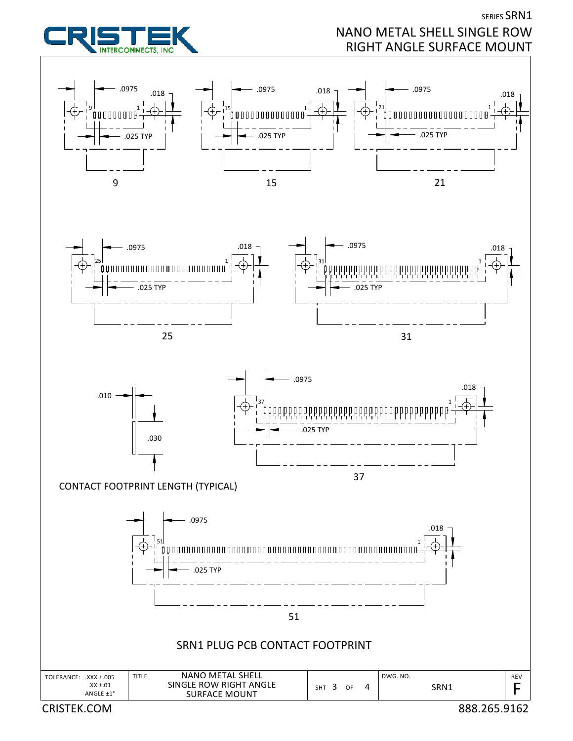SERIES SRN1

NANO METAL SHELL SINGLE ROW RIGHT ANGLE SURFACE MOUNT

.0975 .018 9 1 .025 TYP

9

.0975 .018 15 1 .025 TYP

15

.0975 .018 21 1 .025 TYP

21

.0975 .018 25 1 .025 TYP

25

.0975 .018 31 1 .025 TYP

31

.010

.030

CONTACT FOOTPRINT LENGTH (TYPICAL)

.0975 .018 37 1 .025 TYP

37

.0975 .018 51 1 .025 TYP

51

SRN1 PLUG PCB CONTACT FOOTPRINT

| TOLERANCE: .XXX ±.005 .XX ±.01 ANGLE ±1° | TITLE NANO METAL SHELL SINGLE ROW RIGHT ANGLE SURFACE MOUNT | SHT 3 OF 4 | DWG. NO. SRN1 | REV F |
|---|---|---|---|---|

CRISTEK.COM 888.265.9162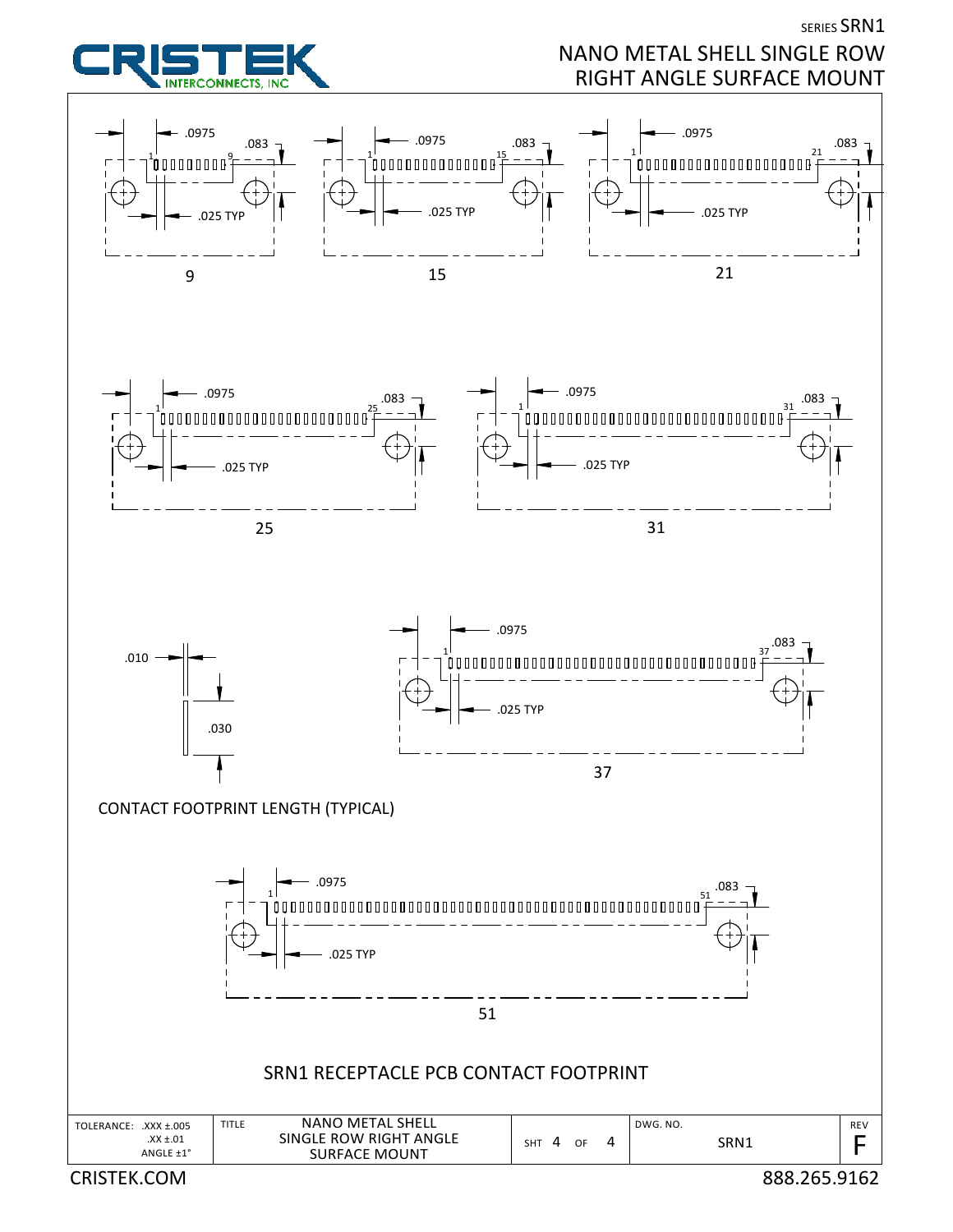SERIES SRN1

# NANO METAL SHELL SINGLE ROW RIGHT ANGLE SURFACE MOUNT

.0975
.083
.025 TYP
1
9

9

.0975
.083
.025 TYP
1
15

15

.0975
.083
.025 TYP
1
21

21

.0975
.083
.025 TYP
1
25

25

.0975
.083
.025 TYP
1
31

31

.010
.030

CONTACT FOOTPRINT LENGTH (TYPICAL)

.0975
.083
.025 TYP
1
37

37

.0975
.083
.025 TYP
1
51

51

## SRN1 RECEPTACLE PCB CONTACT FOOTPRINT

| TOLERANCE: .XXX ±.005 .XX ±.01 ANGLE ±1° | TITLE: NANO METAL SHELL SINGLE ROW RIGHT ANGLE SURFACE MOUNT | SHT 4 OF 4 | DWG. NO. SRN1 | REV F |
|---|---|---|---|---|

CRISTEK.COM 888.265.9162